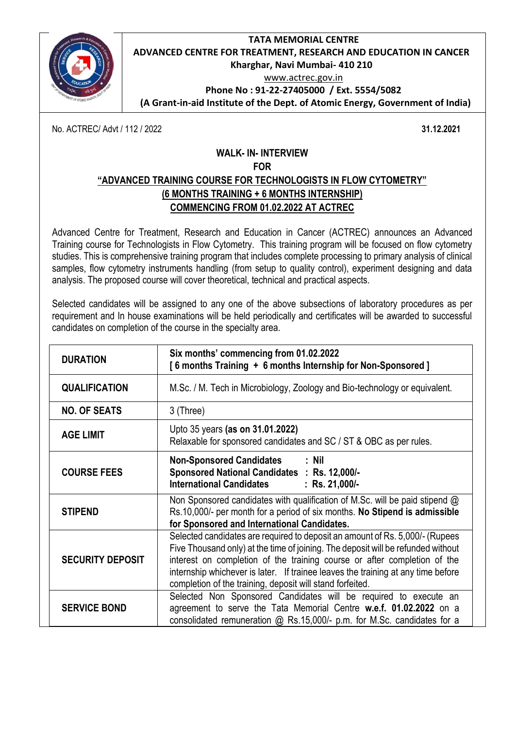**TATA MEMORIAL CENTRE**
**ADVANCED CENTRE FOR TREATMENT, RESEARCH AND EDUCATION IN CANCER**
**Kharghar, Navi Mumbai- 410 210**
www.actrec.gov.in
**Phone No : 91-22-27405000 / Ext. 5554/5082**
**(A Grant-in-aid Institute of the Dept. of Atomic Energy, Government of India)**

No. ACTREC/ Advt / 112 / 2022 **31.12.2021**

## WALK- IN- INTERVIEW
## FOR
## "ADVANCED TRAINING COURSE FOR TECHNOLOGISTS IN FLOW CYTOMETRY"
## (6 MONTHS TRAINING + 6 MONTHS INTERNSHIP)
## COMMENCING FROM 01.02.2022 AT ACTREC

Advanced Centre for Treatment, Research and Education in Cancer (ACTREC) announces an Advanced Training course for Technologists in Flow Cytometry. This training program will be focused on flow cytometry studies. This is comprehensive training program that includes complete processing to primary analysis of clinical samples, flow cytometry instruments handling (from setup to quality control), experiment designing and data analysis. The proposed course will cover theoretical, technical and practical aspects.

Selected candidates will be assigned to any one of the above subsections of laboratory procedures as per requirement and In house examinations will be held periodically and certificates will be awarded to successful candidates on completion of the course in the specialty area.

| | |
|---|---|
| **DURATION** | **Six months' commencing from 01.02.2022**<br>**[ 6 months Training + 6 months Internship for Non-Sponsored ]** |
| **QUALIFICATION** | M.Sc. / M. Tech in Microbiology, Zoology and Bio-technology or equivalent. |
| **NO. OF SEATS** | 3 (Three) |
| **AGE LIMIT** | Upto 35 years **(as on 31.01.2022)**<br>Relaxable for sponsored candidates and SC / ST & OBC as per rules. |
| **COURSE FEES** | **Non-Sponsored Candidates : Nil**<br>**Sponsored National Candidates : Rs. 12,000/-**<br>**International Candidates : Rs. 21,000/-** |
| **STIPEND** | Non Sponsored candidates with qualification of M.Sc. will be paid stipend @ Rs.10,000/- per month for a period of six months. **No Stipend is admissible for Sponsored and International Candidates.** |
| **SECURITY DEPOSIT** | Selected candidates are required to deposit an amount of Rs. 5,000/- (Rupees Five Thousand only) at the time of joining. The deposit will be refunded without interest on completion of the training course or after completion of the internship whichever is later. If trainee leaves the training at any time before completion of the training, deposit will stand forfeited. |
| **SERVICE BOND** | Selected Non Sponsored Candidates will be required to execute an agreement to serve the Tata Memorial Centre **w.e.f. 01.02.2022** on a consolidated remuneration @ Rs.15,000/- p.m. for M.Sc. candidates for a |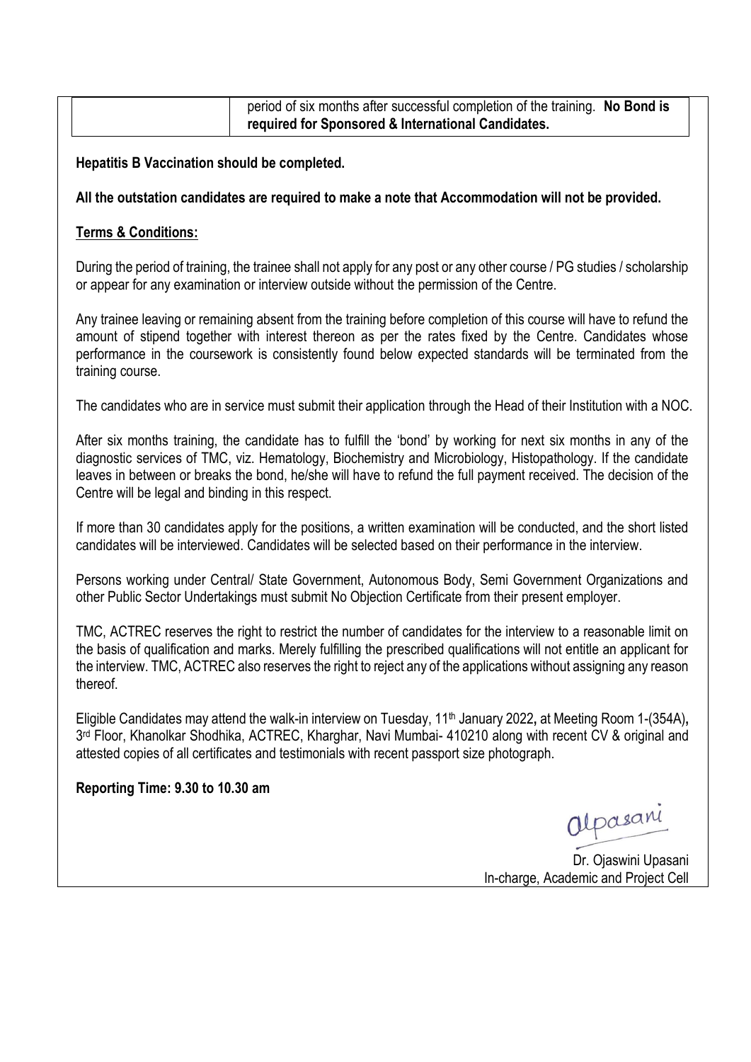| | |
|---|---|
| | period of six months after successful completion of the training. **No Bond is required for Sponsored & International Candidates.** |

**Hepatitis B Vaccination should be completed.**

**All the outstation candidates are required to make a note that Accommodation will not be provided.**

**Terms & Conditions:**

During the period of training, the trainee shall not apply for any post or any other course / PG studies / scholarship or appear for any examination or interview outside without the permission of the Centre.

Any trainee leaving or remaining absent from the training before completion of this course will have to refund the amount of stipend together with interest thereon as per the rates fixed by the Centre. Candidates whose performance in the coursework is consistently found below expected standards will be terminated from the training course.

The candidates who are in service must submit their application through the Head of their Institution with a NOC.

After six months training, the candidate has to fulfill the 'bond' by working for next six months in any of the diagnostic services of TMC, viz. Hematology, Biochemistry and Microbiology, Histopathology. If the candidate leaves in between or breaks the bond, he/she will have to refund the full payment received. The decision of the Centre will be legal and binding in this respect.

If more than 30 candidates apply for the positions, a written examination will be conducted, and the short listed candidates will be interviewed. Candidates will be selected based on their performance in the interview.

Persons working under Central/ State Government, Autonomous Body, Semi Government Organizations and other Public Sector Undertakings must submit No Objection Certificate from their present employer.

TMC, ACTREC reserves the right to restrict the number of candidates for the interview to a reasonable limit on the basis of qualification and marks. Merely fulfilling the prescribed qualifications will not entitle an applicant for the interview. TMC, ACTREC also reserves the right to reject any of the applications without assigning any reason thereof.

Eligible Candidates may attend the walk-in interview on Tuesday, 11th January 2022**,** at Meeting Room 1-(354A)**,** 3rd Floor, Khanolkar Shodhika, ACTREC, Kharghar, Navi Mumbai- 410210 along with recent CV & original and attested copies of all certificates and testimonials with recent passport size photograph.

**Reporting Time: 9.30 to 10.30 am**

Dr. Ojaswini Upasani
In-charge, Academic and Project Cell